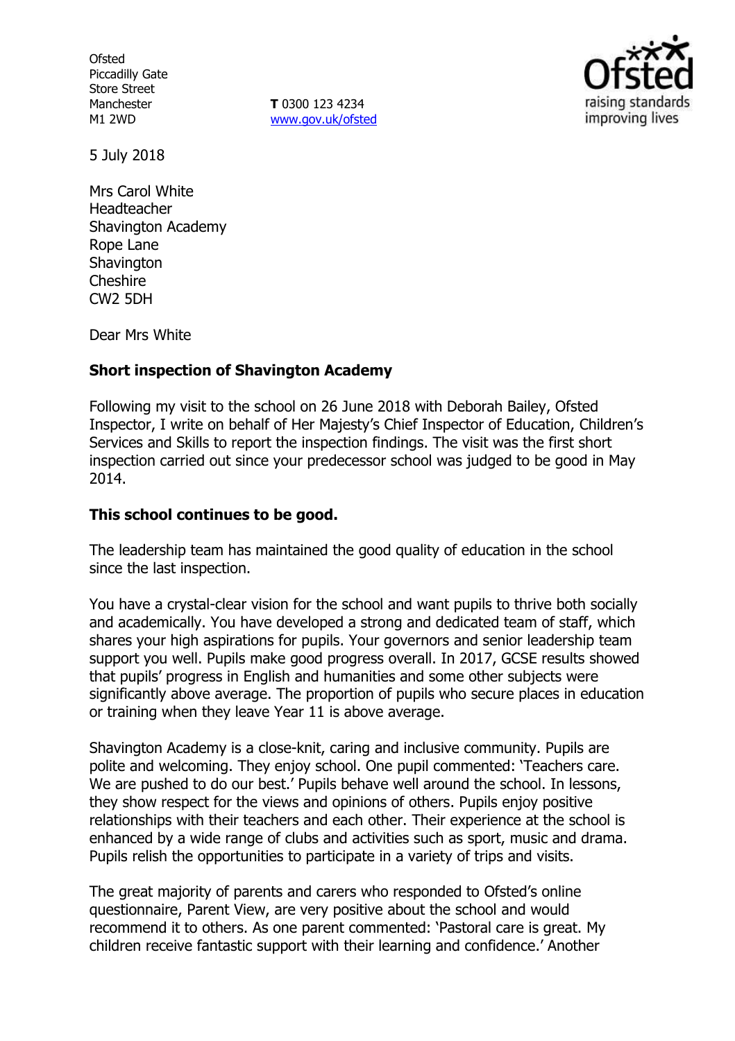Ofsted
Piccadilly Gate
Store Street
Manchester
M1 2WD

**T** 0300 123 4234
www.gov.uk/ofsted

5 July 2018

Mrs Carol White
Headteacher
Shavington Academy
Rope Lane
Shavington
Cheshire
CW2 5DH

Dear Mrs White

**Short inspection of Shavington Academy**

Following my visit to the school on 26 June 2018 with Deborah Bailey, Ofsted Inspector, I write on behalf of Her Majesty's Chief Inspector of Education, Children's Services and Skills to report the inspection findings. The visit was the first short inspection carried out since your predecessor school was judged to be good in May 2014.

**This school continues to be good.**

The leadership team has maintained the good quality of education in the school since the last inspection.

You have a crystal-clear vision for the school and want pupils to thrive both socially and academically. You have developed a strong and dedicated team of staff, which shares your high aspirations for pupils. Your governors and senior leadership team support you well. Pupils make good progress overall. In 2017, GCSE results showed that pupils' progress in English and humanities and some other subjects were significantly above average. The proportion of pupils who secure places in education or training when they leave Year 11 is above average.

Shavington Academy is a close-knit, caring and inclusive community. Pupils are polite and welcoming. They enjoy school. One pupil commented: 'Teachers care. We are pushed to do our best.' Pupils behave well around the school. In lessons, they show respect for the views and opinions of others. Pupils enjoy positive relationships with their teachers and each other. Their experience at the school is enhanced by a wide range of clubs and activities such as sport, music and drama. Pupils relish the opportunities to participate in a variety of trips and visits.

The great majority of parents and carers who responded to Ofsted's online questionnaire, Parent View, are very positive about the school and would recommend it to others. As one parent commented: 'Pastoral care is great. My children receive fantastic support with their learning and confidence.' Another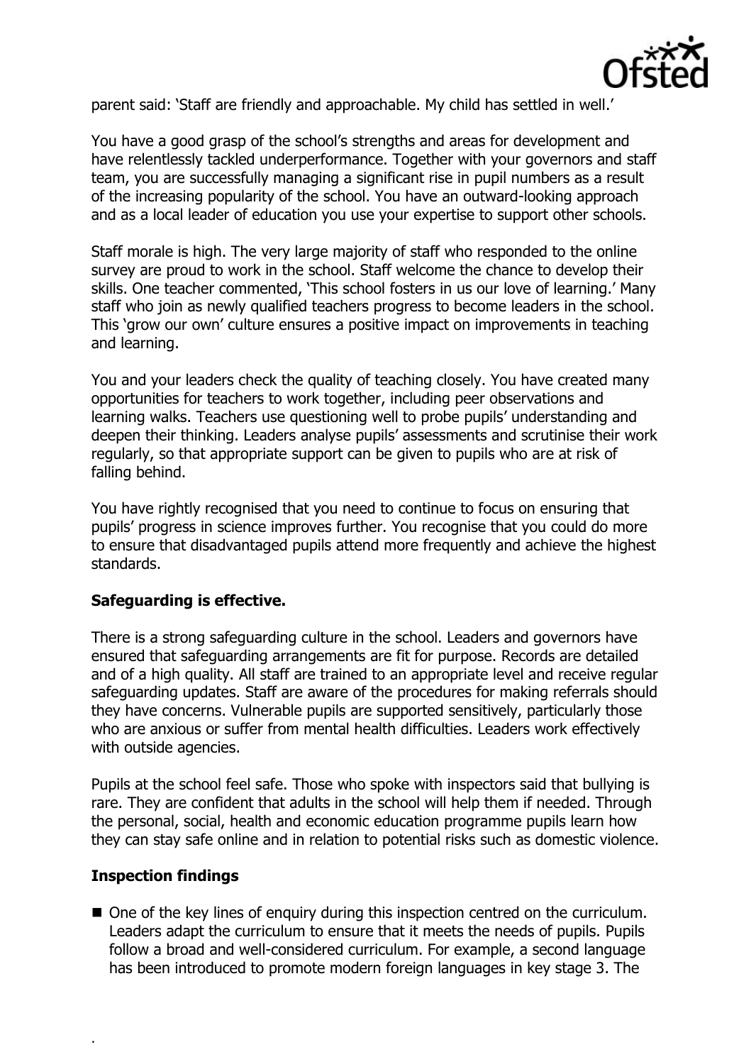parent said: 'Staff are friendly and approachable. My child has settled in well.'

You have a good grasp of the school's strengths and areas for development and have relentlessly tackled underperformance. Together with your governors and staff team, you are successfully managing a significant rise in pupil numbers as a result of the increasing popularity of the school. You have an outward-looking approach and as a local leader of education you use your expertise to support other schools.

Staff morale is high. The very large majority of staff who responded to the online survey are proud to work in the school. Staff welcome the chance to develop their skills. One teacher commented, 'This school fosters in us our love of learning.' Many staff who join as newly qualified teachers progress to become leaders in the school. This 'grow our own' culture ensures a positive impact on improvements in teaching and learning.

You and your leaders check the quality of teaching closely. You have created many opportunities for teachers to work together, including peer observations and learning walks. Teachers use questioning well to probe pupils' understanding and deepen their thinking. Leaders analyse pupils' assessments and scrutinise their work regularly, so that appropriate support can be given to pupils who are at risk of falling behind.

You have rightly recognised that you need to continue to focus on ensuring that pupils' progress in science improves further. You recognise that you could do more to ensure that disadvantaged pupils attend more frequently and achieve the highest standards.

**Safeguarding is effective.**

There is a strong safeguarding culture in the school. Leaders and governors have ensured that safeguarding arrangements are fit for purpose. Records are detailed and of a high quality. All staff are trained to an appropriate level and receive regular safeguarding updates. Staff are aware of the procedures for making referrals should they have concerns. Vulnerable pupils are supported sensitively, particularly those who are anxious or suffer from mental health difficulties. Leaders work effectively with outside agencies.

Pupils at the school feel safe. Those who spoke with inspectors said that bullying is rare. They are confident that adults in the school will help them if needed. Through the personal, social, health and economic education programme pupils learn how they can stay safe online and in relation to potential risks such as domestic violence.

**Inspection findings**

- One of the key lines of enquiry during this inspection centred on the curriculum. Leaders adapt the curriculum to ensure that it meets the needs of pupils. Pupils follow a broad and well-considered curriculum. For example, a second language has been introduced to promote modern foreign languages in key stage 3. The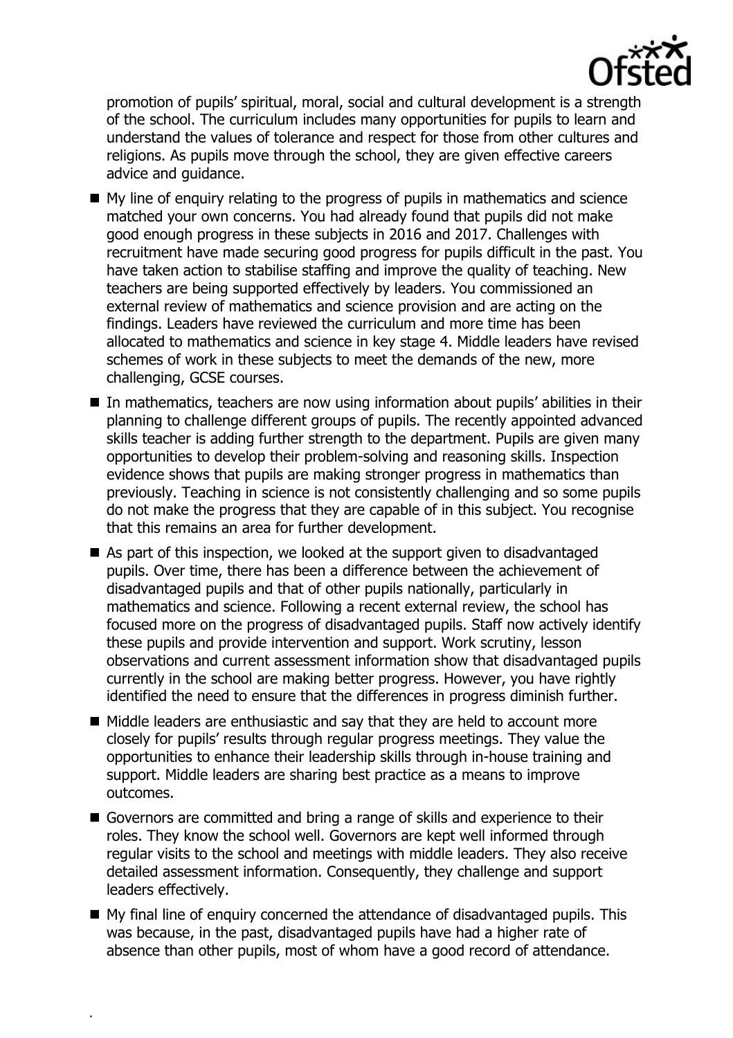promotion of pupils' spiritual, moral, social and cultural development is a strength of the school. The curriculum includes many opportunities for pupils to learn and understand the values of tolerance and respect for those from other cultures and religions. As pupils move through the school, they are given effective careers advice and guidance.

- My line of enquiry relating to the progress of pupils in mathematics and science matched your own concerns. You had already found that pupils did not make good enough progress in these subjects in 2016 and 2017. Challenges with recruitment have made securing good progress for pupils difficult in the past. You have taken action to stabilise staffing and improve the quality of teaching. New teachers are being supported effectively by leaders. You commissioned an external review of mathematics and science provision and are acting on the findings. Leaders have reviewed the curriculum and more time has been allocated to mathematics and science in key stage 4. Middle leaders have revised schemes of work in these subjects to meet the demands of the new, more challenging, GCSE courses.
- In mathematics, teachers are now using information about pupils' abilities in their planning to challenge different groups of pupils. The recently appointed advanced skills teacher is adding further strength to the department. Pupils are given many opportunities to develop their problem-solving and reasoning skills. Inspection evidence shows that pupils are making stronger progress in mathematics than previously. Teaching in science is not consistently challenging and so some pupils do not make the progress that they are capable of in this subject. You recognise that this remains an area for further development.
- As part of this inspection, we looked at the support given to disadvantaged pupils. Over time, there has been a difference between the achievement of disadvantaged pupils and that of other pupils nationally, particularly in mathematics and science. Following a recent external review, the school has focused more on the progress of disadvantaged pupils. Staff now actively identify these pupils and provide intervention and support. Work scrutiny, lesson observations and current assessment information show that disadvantaged pupils currently in the school are making better progress. However, you have rightly identified the need to ensure that the differences in progress diminish further.
- Middle leaders are enthusiastic and say that they are held to account more closely for pupils' results through regular progress meetings. They value the opportunities to enhance their leadership skills through in-house training and support. Middle leaders are sharing best practice as a means to improve outcomes.
- Governors are committed and bring a range of skills and experience to their roles. They know the school well. Governors are kept well informed through regular visits to the school and meetings with middle leaders. They also receive detailed assessment information. Consequently, they challenge and support leaders effectively.
- My final line of enquiry concerned the attendance of disadvantaged pupils. This was because, in the past, disadvantaged pupils have had a higher rate of absence than other pupils, most of whom have a good record of attendance.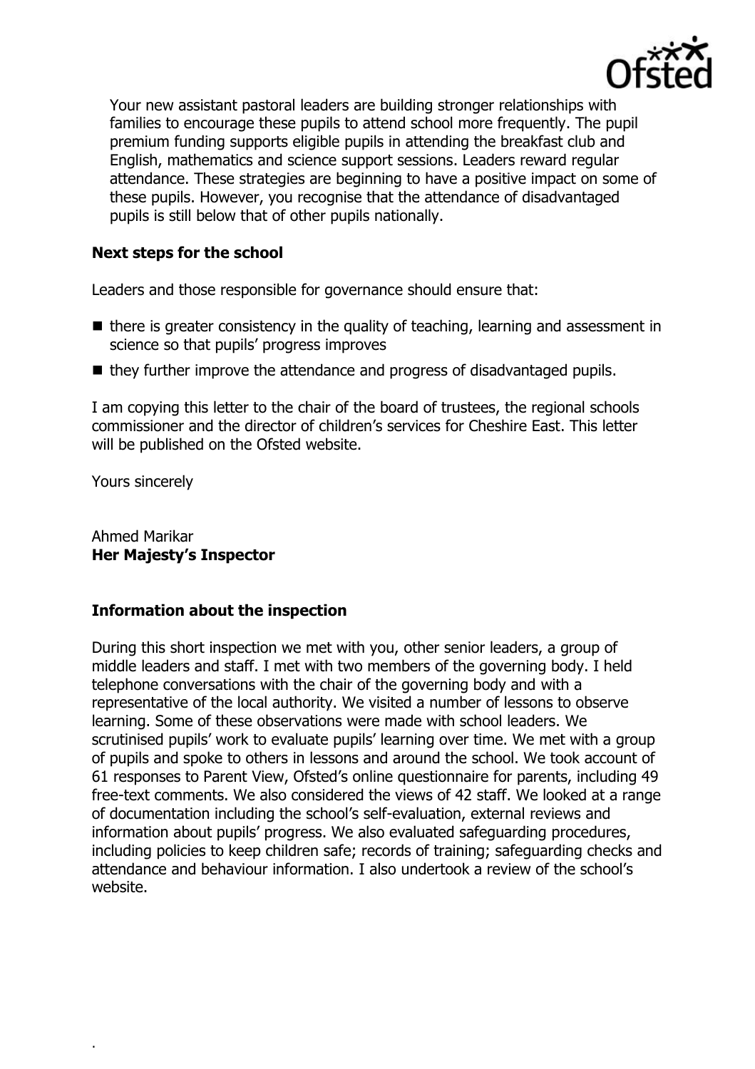Your new assistant pastoral leaders are building stronger relationships with families to encourage these pupils to attend school more frequently. The pupil premium funding supports eligible pupils in attending the breakfast club and English, mathematics and science support sessions. Leaders reward regular attendance. These strategies are beginning to have a positive impact on some of these pupils. However, you recognise that the attendance of disadvantaged pupils is still below that of other pupils nationally.

## Next steps for the school

Leaders and those responsible for governance should ensure that:

- there is greater consistency in the quality of teaching, learning and assessment in science so that pupils' progress improves
- they further improve the attendance and progress of disadvantaged pupils.

I am copying this letter to the chair of the board of trustees, the regional schools commissioner and the director of children's services for Cheshire East. This letter will be published on the Ofsted website.

Yours sincerely

Ahmed Marikar
**Her Majesty's Inspector**

## Information about the inspection

During this short inspection we met with you, other senior leaders, a group of middle leaders and staff. I met with two members of the governing body. I held telephone conversations with the chair of the governing body and with a representative of the local authority. We visited a number of lessons to observe learning. Some of these observations were made with school leaders. We scrutinised pupils' work to evaluate pupils' learning over time. We met with a group of pupils and spoke to others in lessons and around the school. We took account of 61 responses to Parent View, Ofsted's online questionnaire for parents, including 49 free-text comments. We also considered the views of 42 staff. We looked at a range of documentation including the school's self-evaluation, external reviews and information about pupils' progress. We also evaluated safeguarding procedures, including policies to keep children safe; records of training; safeguarding checks and attendance and behaviour information. I also undertook a review of the school's website.